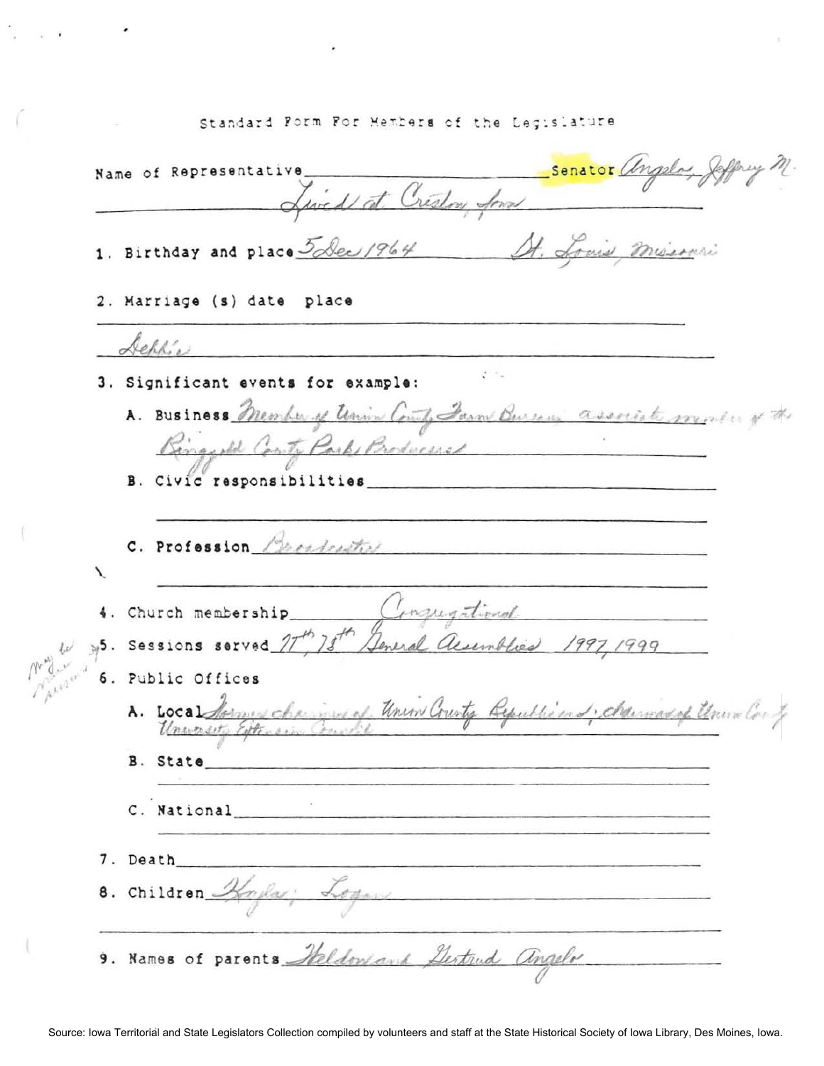Standard Form For Members of the Legislature

Name of Representative ________ Senator Angelo, Jeffrey M.

Lived at Creston, Iowa

1. Birthday and place 5 Dec 1964 St. Louis, Missouri

2. Marriage (s) date place

Debbie

3. Significant events for example:

   A. Business Member of Union County Farm Bureau; associate member of the Ringgold County Pork Producers

   B. Civic responsibilities

   C. Profession Broadcaster

4. Church membership Congregational

5. Sessions served 77th, 78th General Assemblies 1997, 1999

May be more accurate

6. Public Offices

   A. Local Former chairman of Union County Republicans; chairman of Union County University Extension Council

   B. State

   C. National

7. Death

8. Children Kaylee; Logan

9. Names of parents Weldon and Gertrud Angelo

Source: Iowa Territorial and State Legislators Collection compiled by volunteers and staff at the State Historical Society of Iowa Library, Des Moines, Iowa.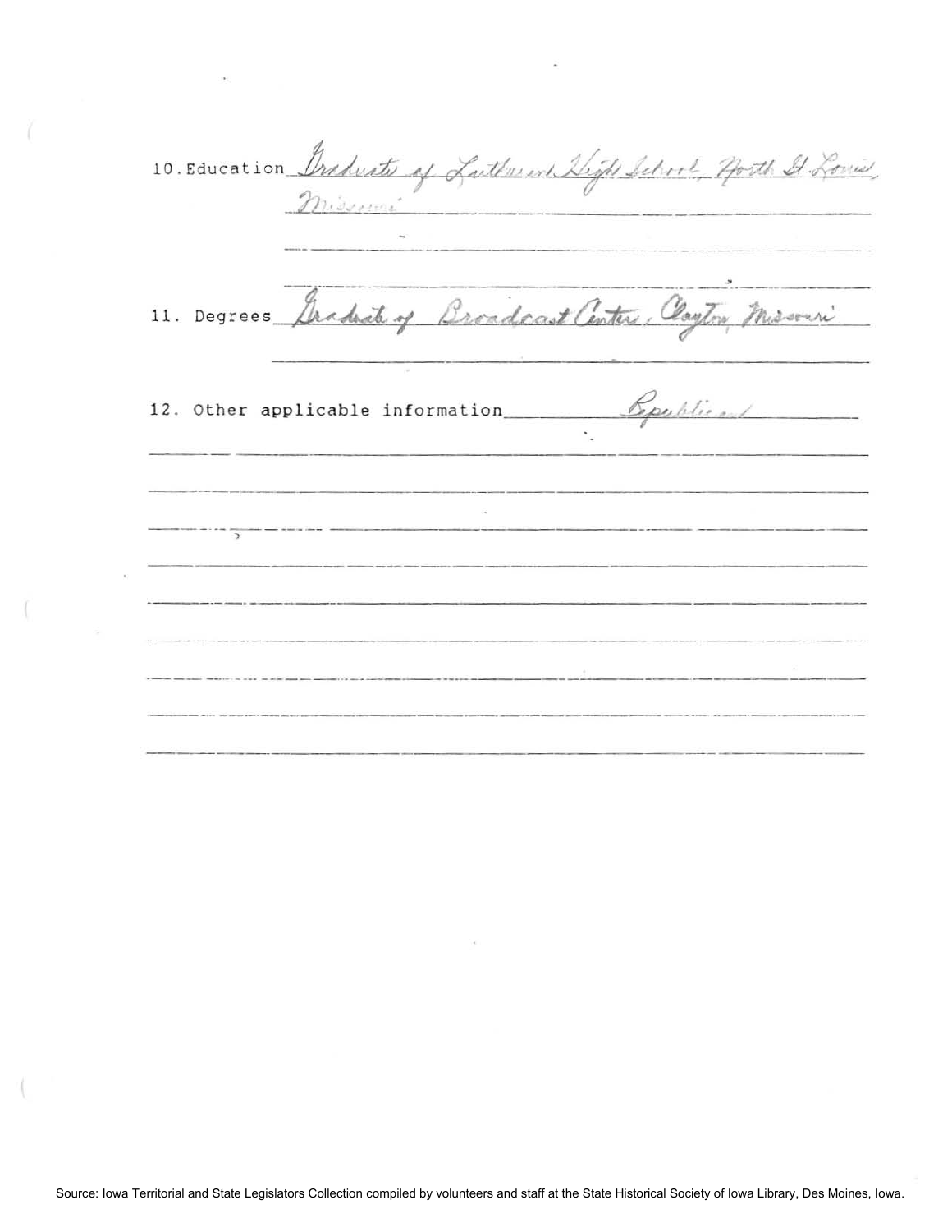10. Education Graduate of Lutheran High School, North St. Louis, Missouri

11. Degrees Graduate of Broadcast Center, Clayton, Missouri

12. Other applicable information Republican

Source: Iowa Territorial and State Legislators Collection compiled by volunteers and staff at the State Historical Society of Iowa Library, Des Moines, Iowa.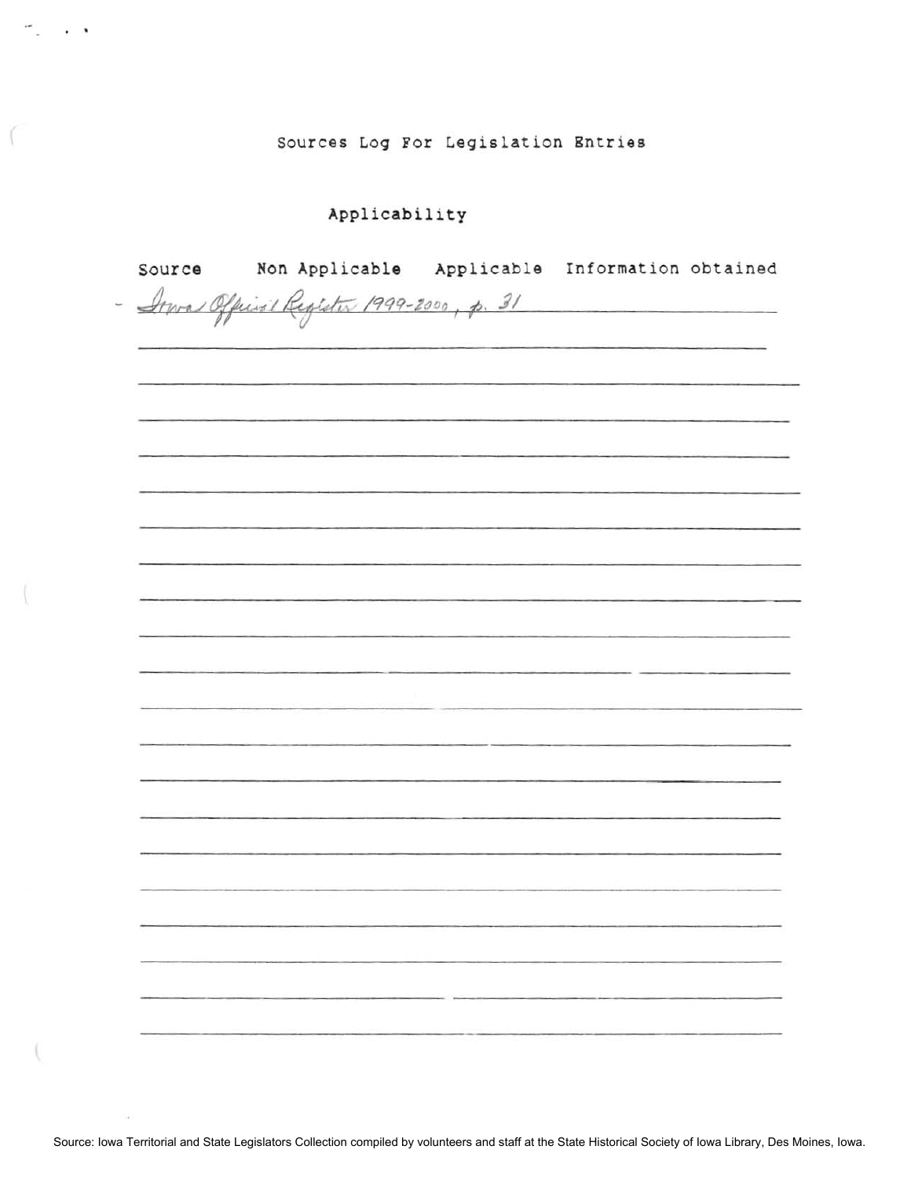# Sources Log For Legislation Entries

## Applicability

| Source | Non Applicable | Applicable | Information obtained |
| --- | --- | --- | --- |
| - Iowa Official Register 1999-2000, p. 31 | | | |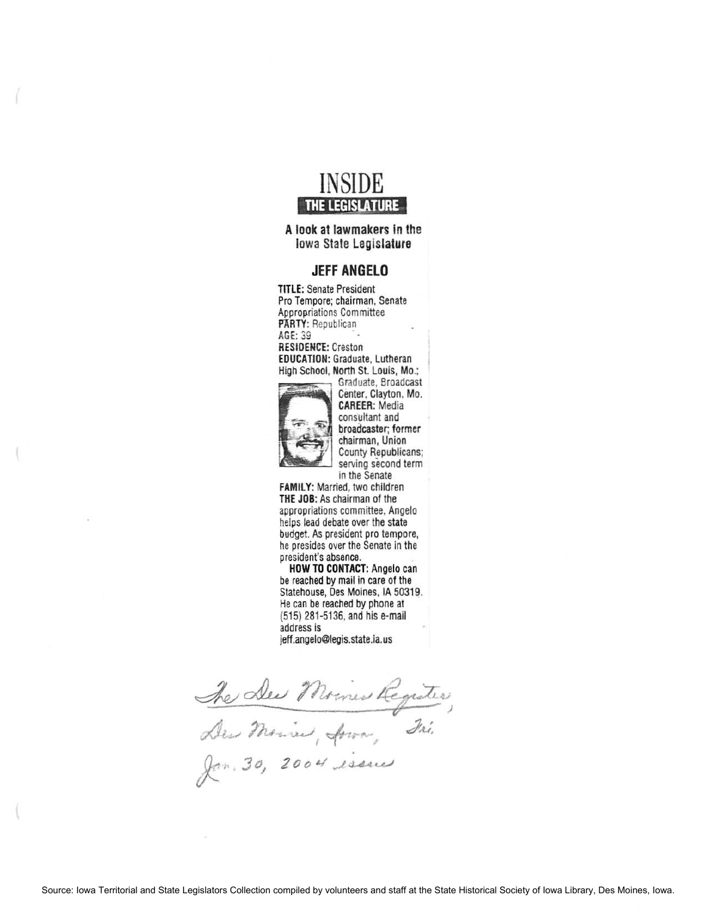# INSIDE

## THE LEGISLATURE

**A look at lawmakers in the Iowa State Legislature**

### JEFF ANGELO

**TITLE:** Senate President Pro Tempore; chairman, Senate Appropriations Committee
**PARTY:** Republican
**AGE:** 39
**RESIDENCE:** Creston
**EDUCATION:** Graduate, Lutheran High School, North St. Louis, Mo.; Graduate, Broadcast Center, Clayton, Mo.
**CAREER:** Media consultant and broadcaster; former chairman, Union County Republicans; serving second term in the Senate
**FAMILY:** Married, two children
**THE JOB:** As chairman of the appropriations committee, Angelo helps lead debate over the state budget. As president pro tempore, he presides over the Senate in the president's absence.

**HOW TO CONTACT:** Angelo can be reached by mail in care of the Statehouse, Des Moines, IA 50319. He can be reached by phone at (515) 281-5136, and his e-mail address is jeff.angelo@legis.state.ia.us

The Des Moines Register, Des Moines, Iowa, Fri. Jan. 30, 2004 issue

Source: Iowa Territorial and State Legislators Collection compiled by volunteers and staff at the State Historical Society of Iowa Library, Des Moines, Iowa.